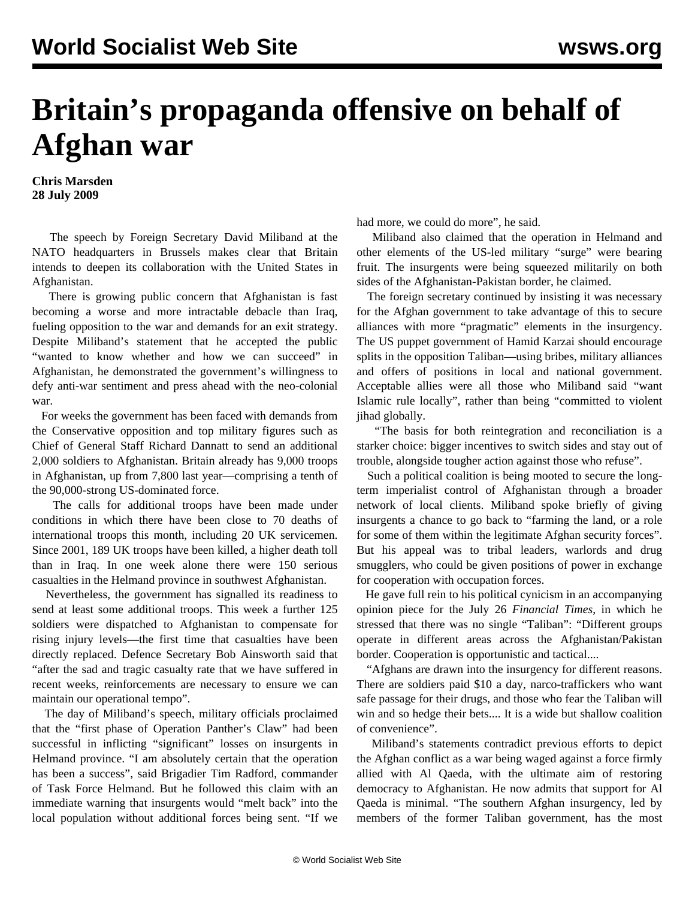# Britain's propaganda offensive on behalf of Afghan war

**Chris Marsden**
**28 July 2009**

The speech by Foreign Secretary David Miliband at the NATO headquarters in Brussels makes clear that Britain intends to deepen its collaboration with the United States in Afghanistan.

There is growing public concern that Afghanistan is fast becoming a worse and more intractable debacle than Iraq, fueling opposition to the war and demands for an exit strategy. Despite Miliband's statement that he accepted the public "wanted to know whether and how we can succeed" in Afghanistan, he demonstrated the government's willingness to defy anti-war sentiment and press ahead with the neo-colonial war.

For weeks the government has been faced with demands from the Conservative opposition and top military figures such as Chief of General Staff Richard Dannatt to send an additional 2,000 soldiers to Afghanistan. Britain already has 9,000 troops in Afghanistan, up from 7,800 last year—comprising a tenth of the 90,000-strong US-dominated force.

The calls for additional troops have been made under conditions in which there have been close to 70 deaths of international troops this month, including 20 UK servicemen. Since 2001, 189 UK troops have been killed, a higher death toll than in Iraq. In one week alone there were 150 serious casualties in the Helmand province in southwest Afghanistan.

Nevertheless, the government has signalled its readiness to send at least some additional troops. This week a further 125 soldiers were dispatched to Afghanistan to compensate for rising injury levels—the first time that casualties have been directly replaced. Defence Secretary Bob Ainsworth said that "after the sad and tragic casualty rate that we have suffered in recent weeks, reinforcements are necessary to ensure we can maintain our operational tempo".

The day of Miliband's speech, military officials proclaimed that the "first phase of Operation Panther's Claw" had been successful in inflicting "significant" losses on insurgents in Helmand province. "I am absolutely certain that the operation has been a success", said Brigadier Tim Radford, commander of Task Force Helmand. But he followed this claim with an immediate warning that insurgents would "melt back" into the local population without additional forces being sent. "If we had more, we could do more", he said.

Miliband also claimed that the operation in Helmand and other elements of the US-led military "surge" were bearing fruit. The insurgents were being squeezed militarily on both sides of the Afghanistan-Pakistan border, he claimed.

The foreign secretary continued by insisting it was necessary for the Afghan government to take advantage of this to secure alliances with more "pragmatic" elements in the insurgency. The US puppet government of Hamid Karzai should encourage splits in the opposition Taliban—using bribes, military alliances and offers of positions in local and national government. Acceptable allies were all those who Miliband said "want Islamic rule locally", rather than being "committed to violent jihad globally.

"The basis for both reintegration and reconciliation is a starker choice: bigger incentives to switch sides and stay out of trouble, alongside tougher action against those who refuse".

Such a political coalition is being mooted to secure the long-term imperialist control of Afghanistan through a broader network of local clients. Miliband spoke briefly of giving insurgents a chance to go back to "farming the land, or a role for some of them within the legitimate Afghan security forces". But his appeal was to tribal leaders, warlords and drug smugglers, who could be given positions of power in exchange for cooperation with occupation forces.

He gave full rein to his political cynicism in an accompanying opinion piece for the July 26 *Financial Times*, in which he stressed that there was no single "Taliban": "Different groups operate in different areas across the Afghanistan/Pakistan border. Cooperation is opportunistic and tactical....

"Afghans are drawn into the insurgency for different reasons. There are soldiers paid $10 a day, narco-traffickers who want safe passage for their drugs, and those who fear the Taliban will win and so hedge their bets.... It is a wide but shallow coalition of convenience".

Miliband's statements contradict previous efforts to depict the Afghan conflict as a war being waged against a force firmly allied with Al Qaeda, with the ultimate aim of restoring democracy to Afghanistan. He now admits that support for Al Qaeda is minimal. "The southern Afghan insurgency, led by members of the former Taliban government, has the most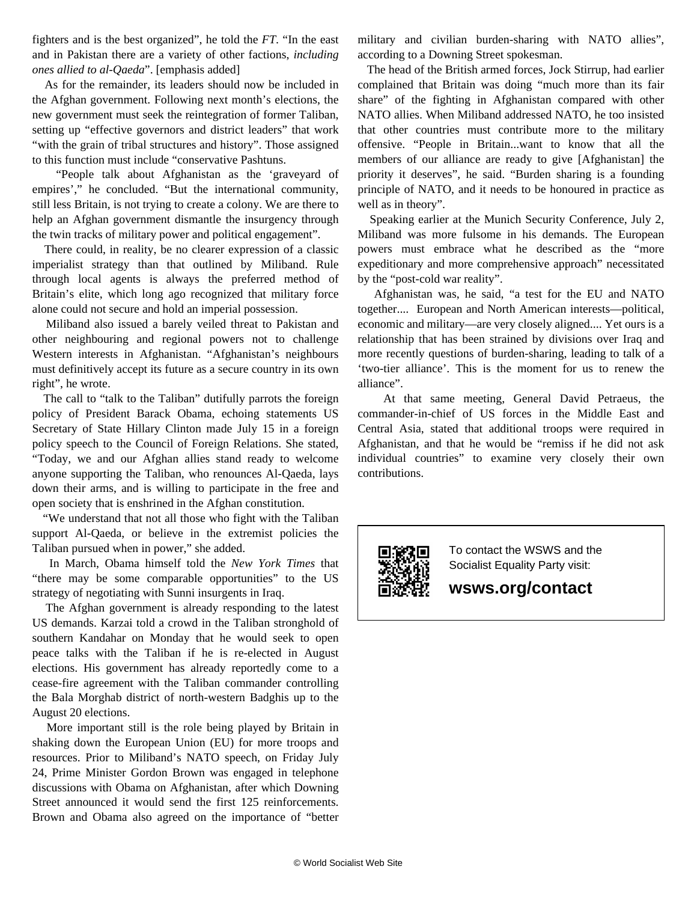fighters and is the best organized", he told the *FT*. "In the east and in Pakistan there are a variety of other factions, *including ones allied to al-Qaeda*". [emphasis added]

As for the remainder, its leaders should now be included in the Afghan government. Following next month's elections, the new government must seek the reintegration of former Taliban, setting up "effective governors and district leaders" that work "with the grain of tribal structures and history". Those assigned to this function must include "conservative Pashtuns.

"People talk about Afghanistan as the 'graveyard of empires'," he concluded. "But the international community, still less Britain, is not trying to create a colony. We are there to help an Afghan government dismantle the insurgency through the twin tracks of military power and political engagement".

There could, in reality, be no clearer expression of a classic imperialist strategy than that outlined by Miliband. Rule through local agents is always the preferred method of Britain's elite, which long ago recognized that military force alone could not secure and hold an imperial possession.

Miliband also issued a barely veiled threat to Pakistan and other neighbouring and regional powers not to challenge Western interests in Afghanistan. "Afghanistan's neighbours must definitively accept its future as a secure country in its own right", he wrote.

The call to "talk to the Taliban" dutifully parrots the foreign policy of President Barack Obama, echoing statements US Secretary of State Hillary Clinton made July 15 in a foreign policy speech to the Council of Foreign Relations. She stated, "Today, we and our Afghan allies stand ready to welcome anyone supporting the Taliban, who renounces Al-Qaeda, lays down their arms, and is willing to participate in the free and open society that is enshrined in the Afghan constitution.

"We understand that not all those who fight with the Taliban support Al-Qaeda, or believe in the extremist policies the Taliban pursued when in power," she added.

In March, Obama himself told the *New York Times* that "there may be some comparable opportunities" to the US strategy of negotiating with Sunni insurgents in Iraq.

The Afghan government is already responding to the latest US demands. Karzai told a crowd in the Taliban stronghold of southern Kandahar on Monday that he would seek to open peace talks with the Taliban if he is re-elected in August elections. His government has already reportedly come to a cease-fire agreement with the Taliban commander controlling the Bala Morghab district of north-western Badghis up to the August 20 elections.

More important still is the role being played by Britain in shaking down the European Union (EU) for more troops and resources. Prior to Miliband's NATO speech, on Friday July 24, Prime Minister Gordon Brown was engaged in telephone discussions with Obama on Afghanistan, after which Downing Street announced it would send the first 125 reinforcements. Brown and Obama also agreed on the importance of "better military and civilian burden-sharing with NATO allies", according to a Downing Street spokesman.

The head of the British armed forces, Jock Stirrup, had earlier complained that Britain was doing "much more than its fair share" of the fighting in Afghanistan compared with other NATO allies. When Miliband addressed NATO, he too insisted that other countries must contribute more to the military offensive. "People in Britain...want to know that all the members of our alliance are ready to give [Afghanistan] the priority it deserves", he said. "Burden sharing is a founding principle of NATO, and it needs to be honoured in practice as well as in theory".

Speaking earlier at the Munich Security Conference, July 2, Miliband was more fulsome in his demands. The European powers must embrace what he described as the "more expeditionary and more comprehensive approach" necessitated by the "post-cold war reality".

Afghanistan was, he said, "a test for the EU and NATO together.... European and North American interests—political, economic and military—are very closely aligned.... Yet ours is a relationship that has been strained by divisions over Iraq and more recently questions of burden-sharing, leading to talk of a 'two-tier alliance'. This is the moment for us to renew the alliance".

At that same meeting, General David Petraeus, the commander-in-chief of US forces in the Middle East and Central Asia, stated that additional troops were required in Afghanistan, and that he would be "remiss if he did not ask individual countries" to examine very closely their own contributions.

To contact the WSWS and the Socialist Equality Party visit:

**wsws.org/contact**